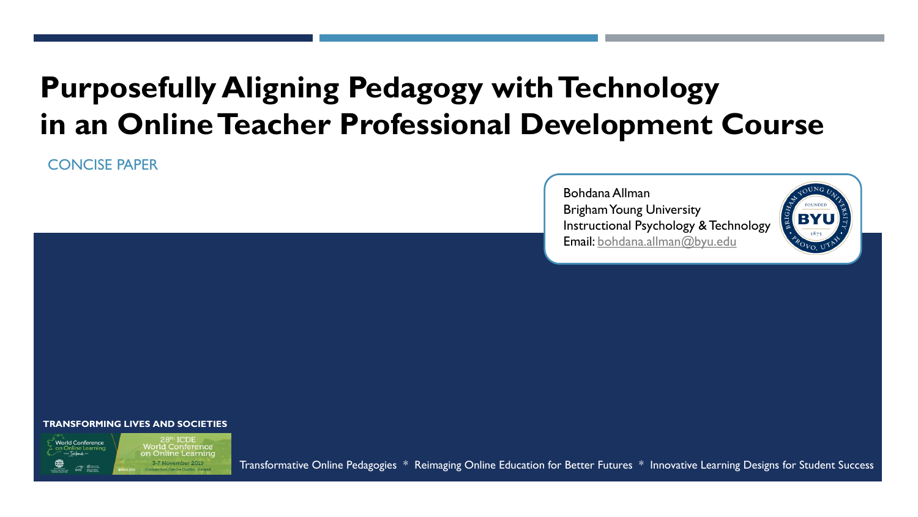# Purposefully Aligning Pedagogy with Technology in an Online Teacher Professional Development Course

CONCISE PAPER

Bohdana Allman
Brigham Young University
Instructional Psychology & Technology
Email: bohdana.allman@byu.edu

**TRANSFORMING LIVES AND SOCIETIES**

28th ICDE World Conference on Online Learning
3-7 November 2019
Convention Centre Dublin, Ireland

Transformative Online Pedagogies * Reimaging Online Education for Better Futures * Innovative Learning Designs for Student Success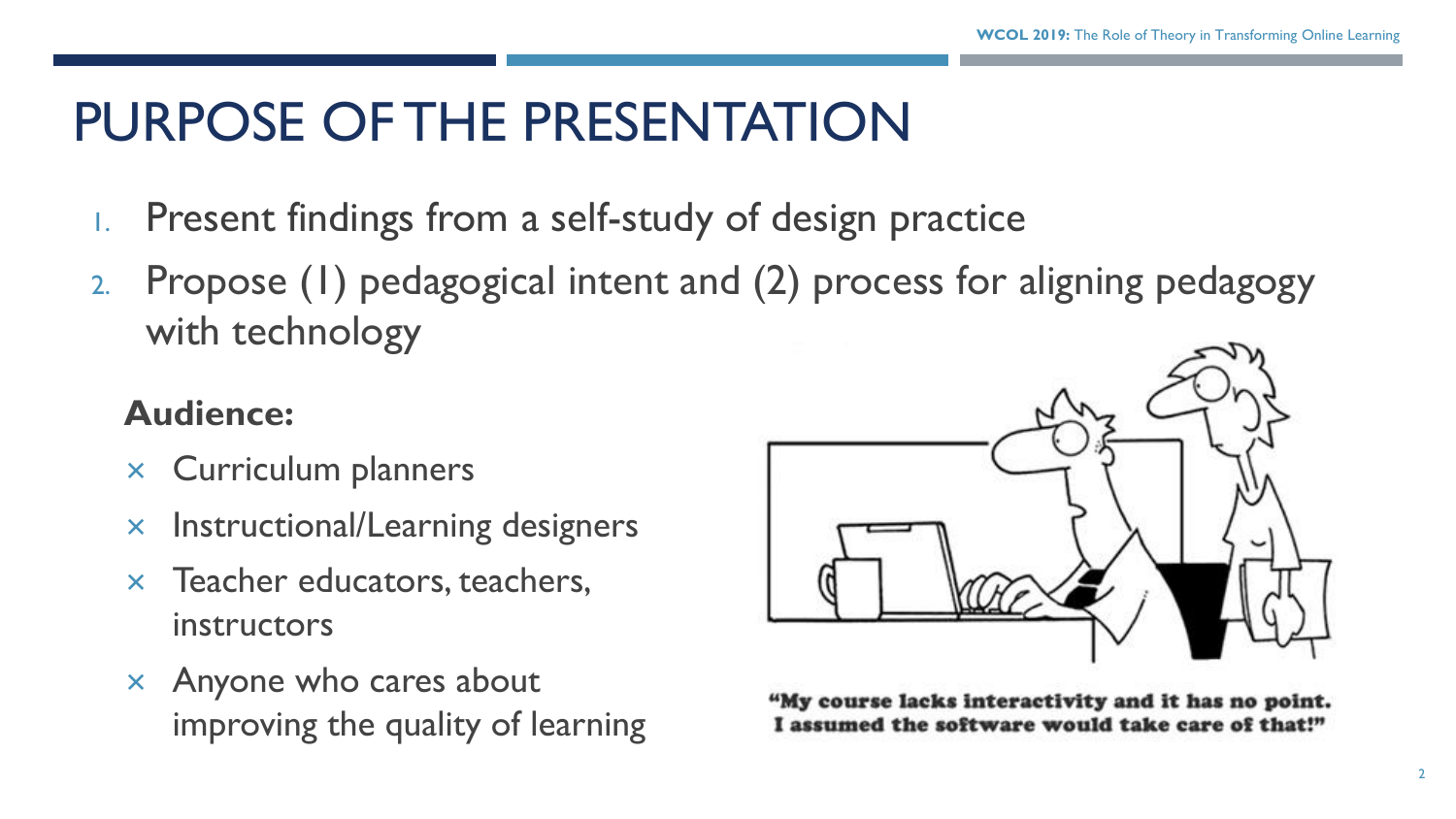# PURPOSE OF THE PRESENTATION

1. Present findings from a self-study of design practice
2. Propose (1) pedagogical intent and (2) process for aligning pedagogy with technology

**Audience:**

- Curriculum planners
- Instructional/Learning designers
- Teacher educators, teachers, instructors
- Anyone who cares about improving the quality of learning

"My course lacks interactivity and it has no point. I assumed the software would take care of that!"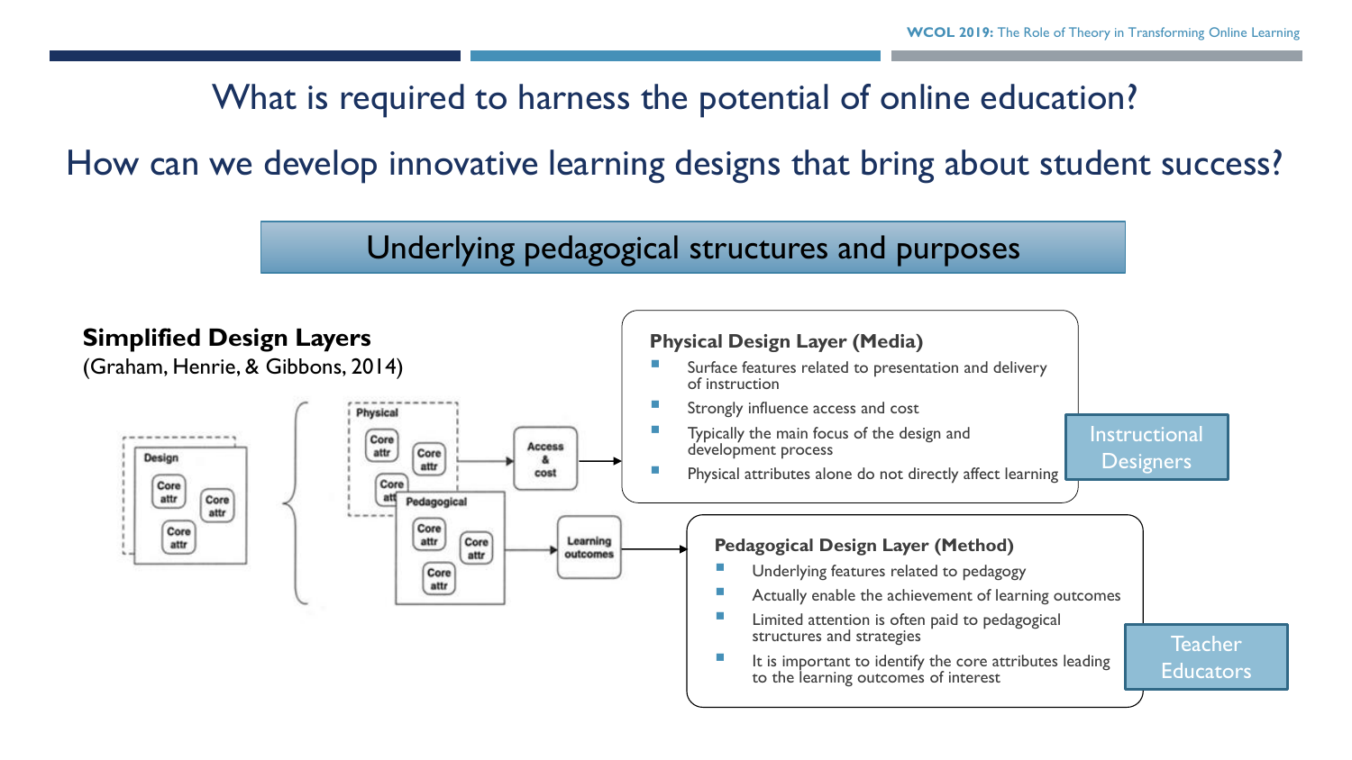# What is required to harness the potential of online education?

## How can we develop innovative learning designs that bring about student success?

### Underlying pedagogical structures and purposes

**Simplified Design Layers**
(Graham, Henrie, & Gibbons, 2014)

Design: Core attr, Core attr, Core attr

Physical: Core attr, Core attr, Core attr → Access & cost

Pedagogical: Core attr, Core attr, Core attr → Learning outcomes

**Physical Design Layer (Media)**

- Surface features related to presentation and delivery of instruction
- Strongly influence access and cost
- Typically the main focus of the design and development process
- Physical attributes alone do not directly affect learning

Instructional Designers

**Pedagogical Design Layer (Method)**

- Underlying features related to pedagogy
- Actually enable the achievement of learning outcomes
- Limited attention is often paid to pedagogical structures and strategies
- It is important to identify the core attributes leading to the learning outcomes of interest

Teacher Educators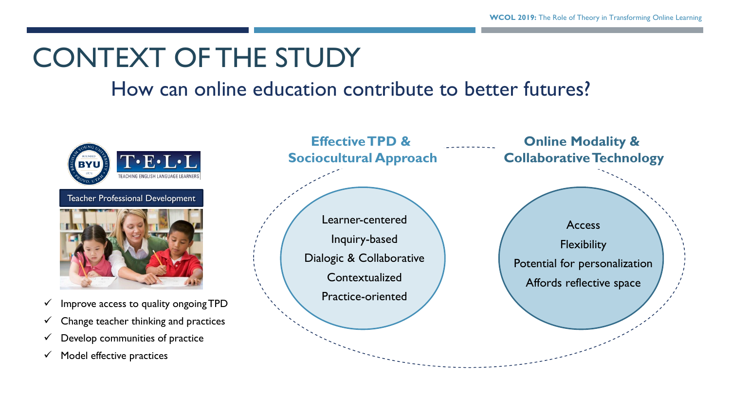# CONTEXT OF THE STUDY

## How can online education contribute to better futures?

Teacher Professional Development

- ✓ Improve access to quality ongoing TPD
- ✓ Change teacher thinking and practices
- ✓ Develop communities of practice
- ✓ Model effective practices

**Effective TPD & Sociocultural Approach**

- Learner-centered
- Inquiry-based
- Dialogic & Collaborative
- Contextualized
- Practice-oriented

**Online Modality & Collaborative Technology**

- Access
- Flexibility
- Potential for personalization
- Affords reflective space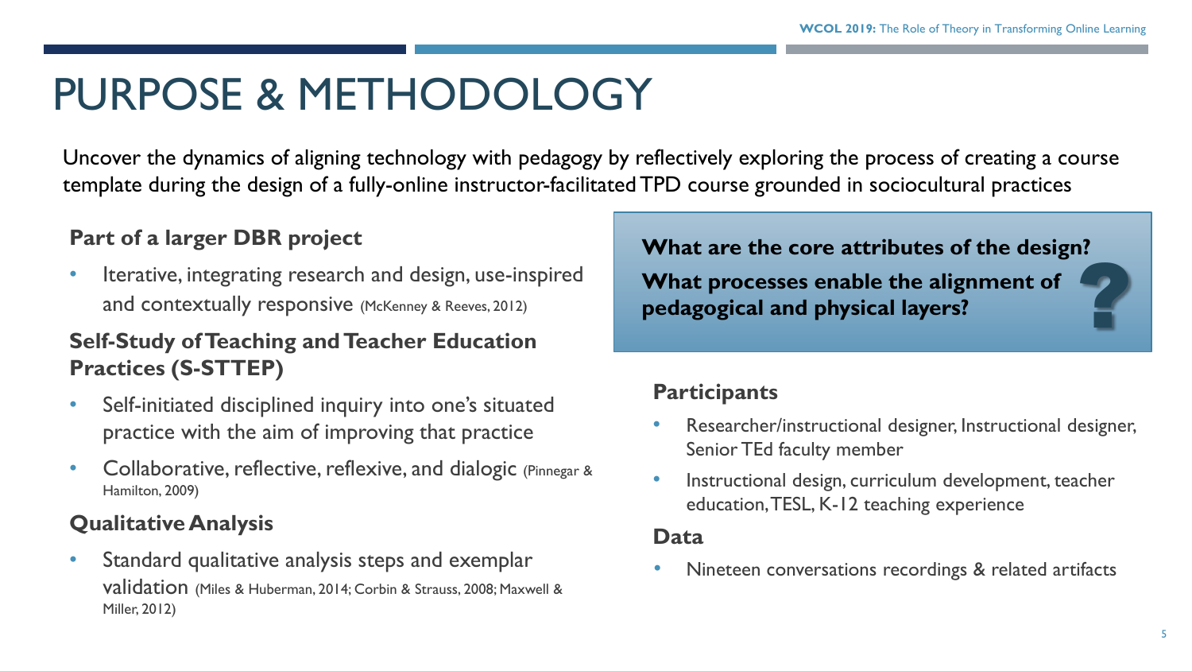# PURPOSE & METHODOLOGY

Uncover the dynamics of aligning technology with pedagogy by reflectively exploring the process of creating a course template during the design of a fully-online instructor-facilitated TPD course grounded in sociocultural practices

### Part of a larger DBR project

- Iterative, integrating research and design, use-inspired and contextually responsive (McKenney & Reeves, 2012)

### Self-Study of Teaching and Teacher Education Practices (S-STTEP)

- Self-initiated disciplined inquiry into one's situated practice with the aim of improving that practice
- Collaborative, reflective, reflexive, and dialogic (Pinnegar & Hamilton, 2009)

### Qualitative Analysis

- Standard qualitative analysis steps and exemplar validation (Miles & Huberman, 2014; Corbin & Strauss, 2008; Maxwell & Miller, 2012)

**What are the core attributes of the design?**
**What processes enable the alignment of pedagogical and physical layers?**

### Participants

- Researcher/instructional designer, Instructional designer, Senior TEd faculty member
- Instructional design, curriculum development, teacher education, TESL, K-12 teaching experience

### Data

- Nineteen conversations recordings & related artifacts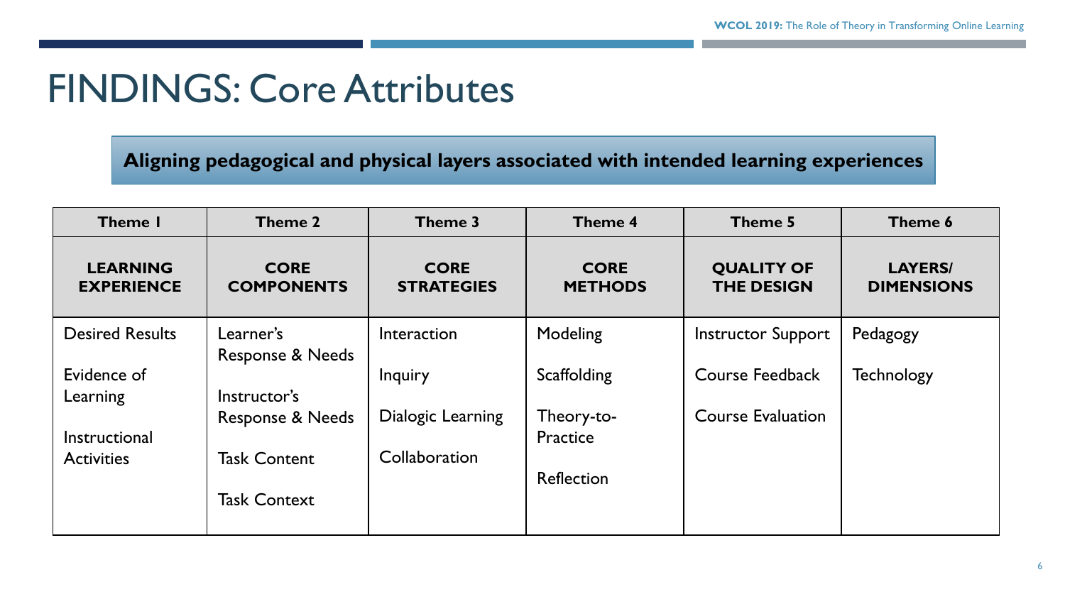# FINDINGS: Core Attributes

**Aligning pedagogical and physical layers associated with intended learning experiences**

| Theme 1 | Theme 2 | Theme 3 | Theme 4 | Theme 5 | Theme 6 |
|---|---|---|---|---|---|
| **LEARNING EXPERIENCE** | **CORE COMPONENTS** | **CORE STRATEGIES** | **CORE METHODS** | **QUALITY OF THE DESIGN** | **LAYERS/ DIMENSIONS** |
| Desired Results<br><br>Evidence of Learning<br><br>Instructional Activities | Learner's Response & Needs<br><br>Instructor's Response & Needs<br><br>Task Content<br><br>Task Context | Interaction<br><br>Inquiry<br><br>Dialogic Learning<br><br>Collaboration | Modeling<br><br>Scaffolding<br><br>Theory-to-Practice<br><br>Reflection | Instructor Support<br><br>Course Feedback<br><br>Course Evaluation | Pedagogy<br><br>Technology |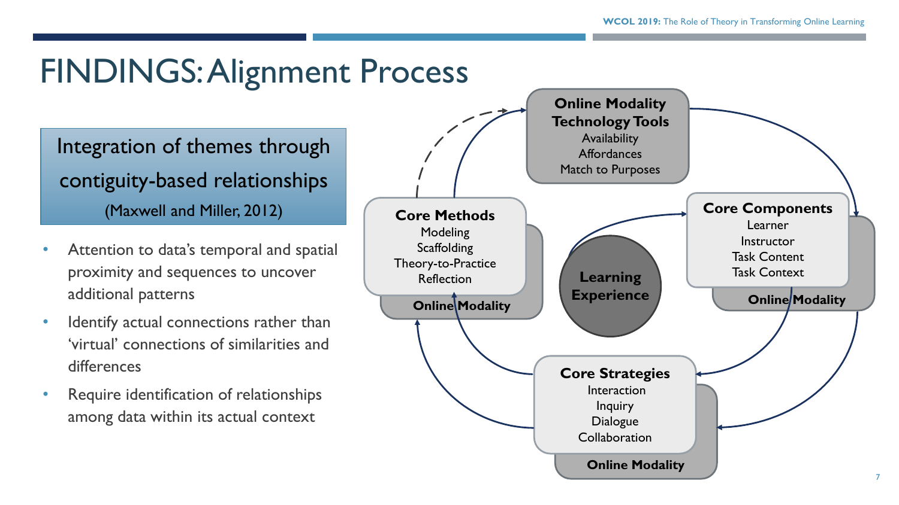# FINDINGS: Alignment Process

**Integration of themes through contiguity-based relationships**
(Maxwell and Miller, 2012)

- Attention to data's temporal and spatial proximity and sequences to uncover additional patterns
- Identify actual connections rather than 'virtual' connections of similarities and differences
- Require identification of relationships among data within its actual context

**Online Modality Technology Tools**
Availability
Affordances
Match to Purposes

**Core Methods**
Modeling
Scaffolding
Theory-to-Practice
Reflection
**Online Modality**

**Learning Experience**

**Core Components**
Learner
Instructor
Task Content
Task Context
**Online Modality**

**Core Strategies**
Interaction
Inquiry
Dialogue
Collaboration
**Online Modality**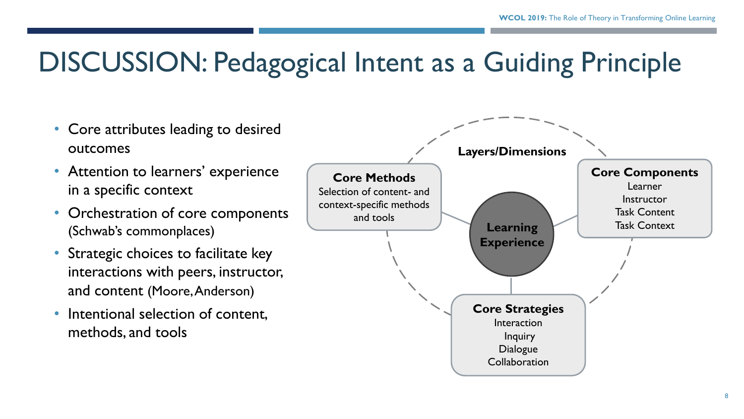# DISCUSSION: Pedagogical Intent as a Guiding Principle

- Core attributes leading to desired outcomes
- Attention to learners' experience in a specific context
- Orchestration of core components (Schwab's commonplaces)
- Strategic choices to facilitate key interactions with peers, instructor, and content (Moore, Anderson)
- Intentional selection of content, methods, and tools

**Layers/Dimensions**

**Learning Experience**

**Core Methods**
Selection of content- and context-specific methods and tools

**Core Components**
Learner
Instructor
Task Content
Task Context

**Core Strategies**
Interaction
Inquiry
Dialogue
Collaboration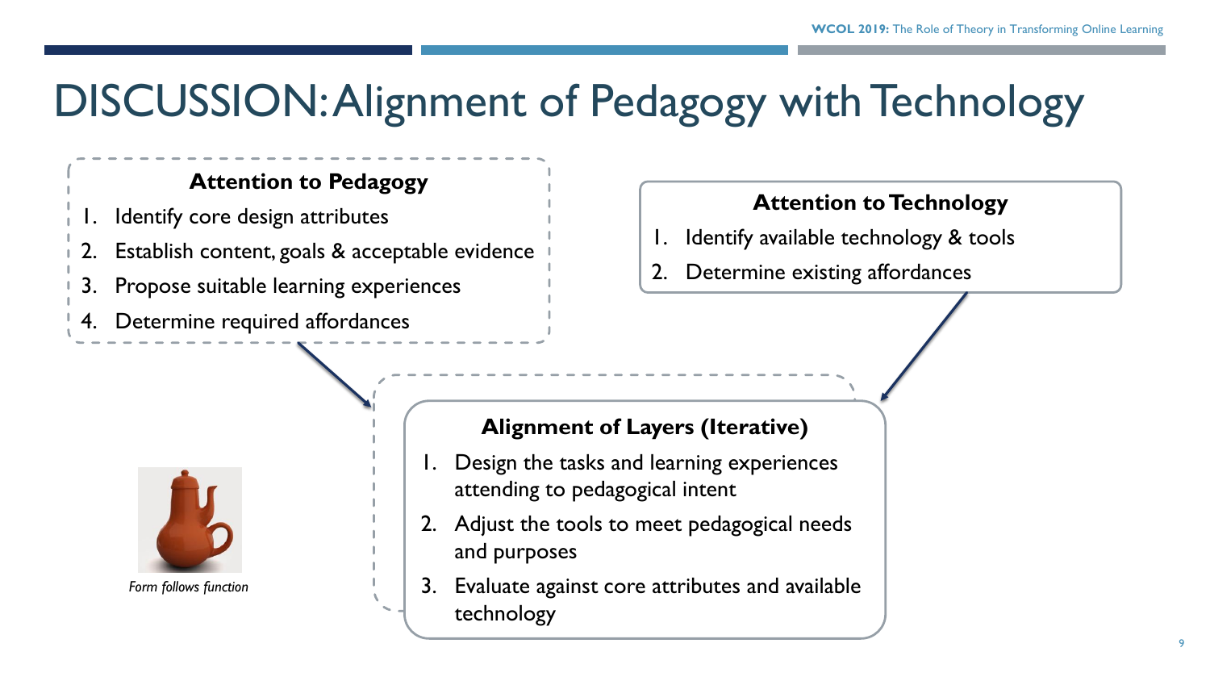# DISCUSSION: Alignment of Pedagogy with Technology

### Attention to Pedagogy

1. Identify core design attributes
2. Establish content, goals & acceptable evidence
3. Propose suitable learning experiences
4. Determine required affordances

### Attention to Technology

1. Identify available technology & tools
2. Determine existing affordances

### Alignment of Layers (Iterative)

1. Design the tasks and learning experiences attending to pedagogical intent
2. Adjust the tools to meet pedagogical needs and purposes
3. Evaluate against core attributes and available technology

*Form follows function*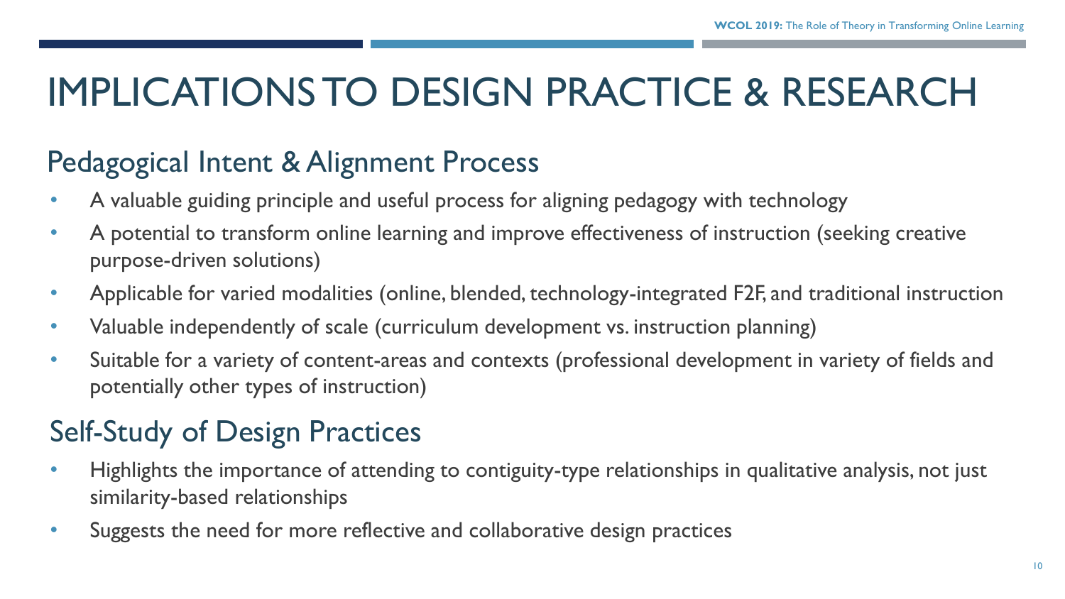# IMPLICATIONS TO DESIGN PRACTICE & RESEARCH

## Pedagogical Intent & Alignment Process

- A valuable guiding principle and useful process for aligning pedagogy with technology
- A potential to transform online learning and improve effectiveness of instruction (seeking creative purpose-driven solutions)
- Applicable for varied modalities (online, blended, technology-integrated F2F, and traditional instruction
- Valuable independently of scale (curriculum development vs. instruction planning)
- Suitable for a variety of content-areas and contexts (professional development in variety of fields and potentially other types of instruction)

## Self-Study of Design Practices

- Highlights the importance of attending to contiguity-type relationships in qualitative analysis, not just similarity-based relationships
- Suggests the need for more reflective and collaborative design practices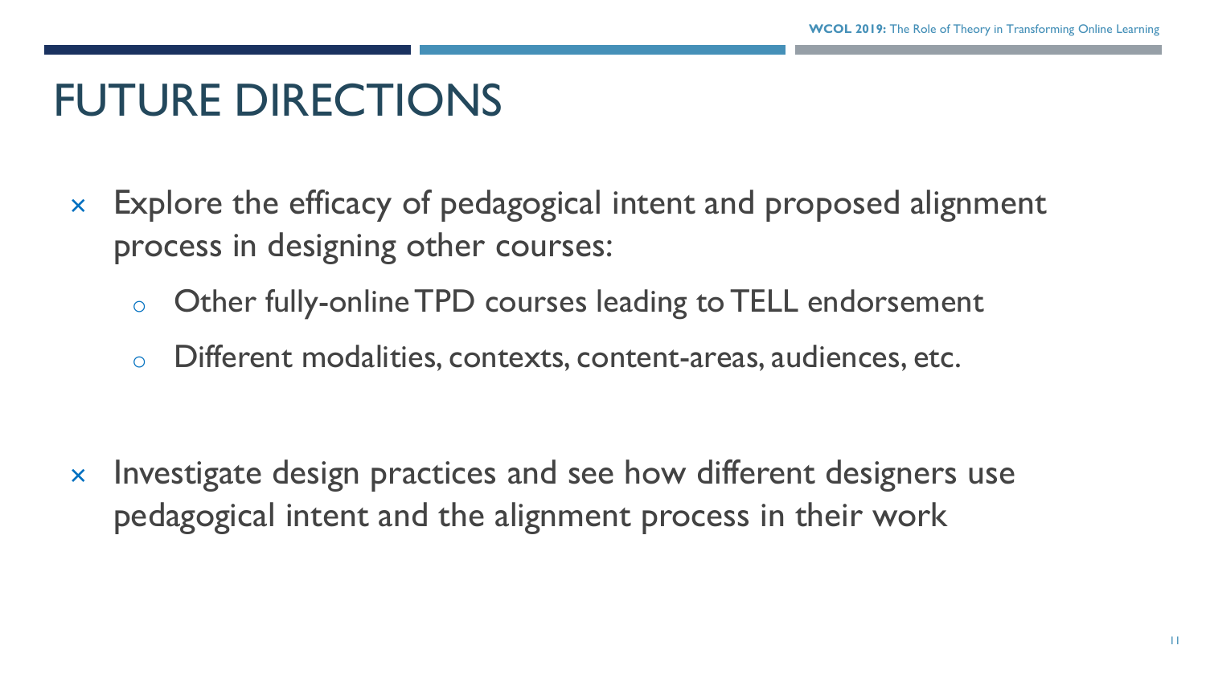# FUTURE DIRECTIONS

- Explore the efficacy of pedagogical intent and proposed alignment process in designing other courses:
  - Other fully-online TPD courses leading to TELL endorsement
  - Different modalities, contexts, content-areas, audiences, etc.

- Investigate design practices and see how different designers use pedagogical intent and the alignment process in their work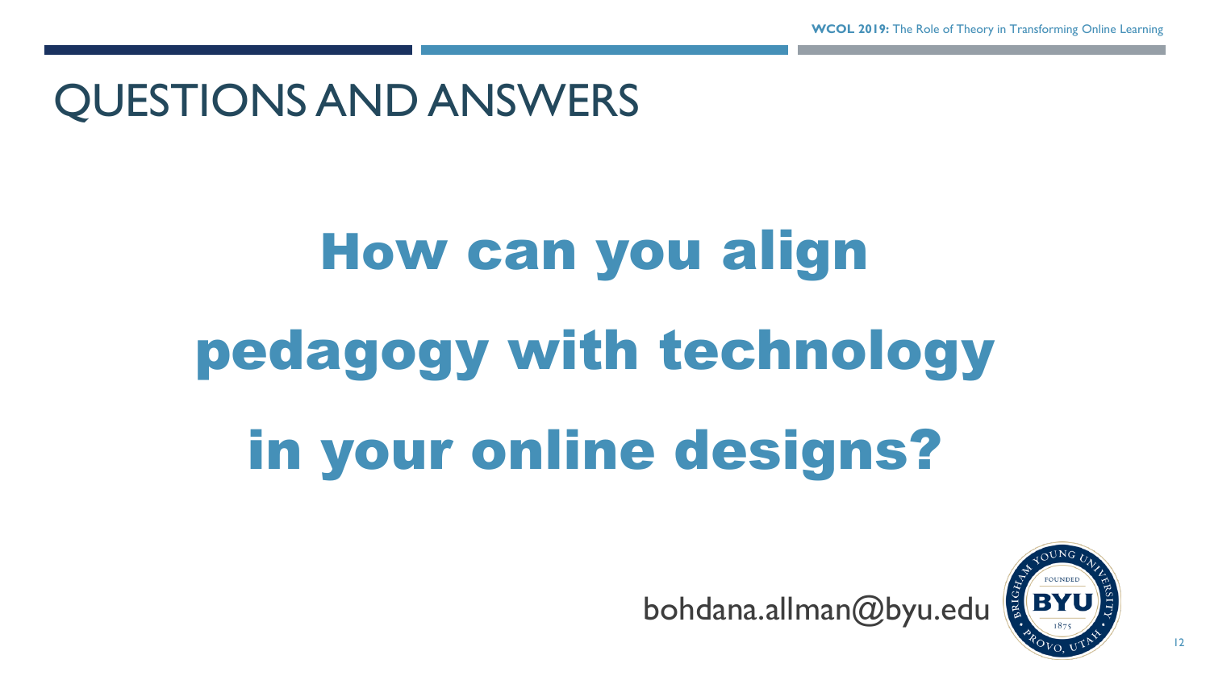# QUESTIONS AND ANSWERS

## How can you align pedagogy with technology in your online designs?

bohdana.allman@byu.edu